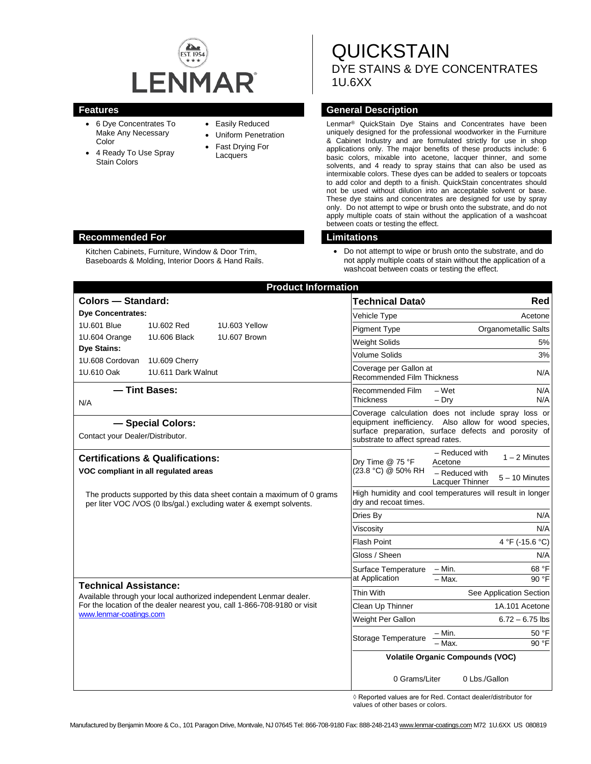LENMAR

EST. 1954

# QUICKSTAIN

## DYE STAINS & DYE CONCENTRATES

1U.6XX

## Features

- 6 Dye Concentrates To Make Any Necessary Color
- 4 Ready To Use Spray Stain Colors
- Easily Reduced
- Uniform Penetration
- Fast Drying For Lacquers

## General Description

Lenmar® QuickStain Dye Stains and Concentrates have been uniquely designed for the professional woodworker in the Furniture & Cabinet Industry and are formulated strictly for use in shop applications only. The major benefits of these products include: 6 basic colors, mixable into acetone, lacquer thinner, and some solvents, and 4 ready to spray stains that can also be used as intermixable colors. These dyes can be added to sealers or topcoats to add color and depth to a finish. QuickStain concentrates should not be used without dilution into an acceptable solvent or base. These dye stains and concentrates are designed for use by spray only. Do not attempt to wipe or brush onto the substrate, and do not apply multiple coats of stain without the application of a washcoat between coats or testing the effect.

## Recommended For

Kitchen Cabinets, Furniture, Window & Door Trim, Baseboards & Molding, Interior Doors & Hand Rails.

## Limitations

- Do not attempt to wipe or brush onto the substrate, and do not apply multiple coats of stain without the application of a washcoat between coats or testing the effect.

## Product Information

### Colors — Standard:

**Dye Concentrates:**

| | | |
|---|---|---|
| 1U.601 Blue | 1U.602 Red | 1U.603 Yellow |
| 1U.604 Orange | 1U.606 Black | 1U.607 Brown |

**Dye Stains:**

| | |
|---|---|
| 1U.608 Cordovan | 1U.609 Cherry |
| 1U.610 Oak | 1U.611 Dark Walnut |

### — Tint Bases:

N/A

### — Special Colors:

Contact your Dealer/Distributor.

### Certifications & Qualifications:

**VOC compliant in all regulated areas**

The products supported by this data sheet contain a maximum of 0 grams per liter VOC /VOS (0 lbs/gal.) excluding water & exempt solvents.

### Technical Assistance:

Available through your local authorized independent Lenmar dealer. For the location of the dealer nearest you, call 1-866-708-9180 or visit www.lenmar-coatings.com

| Technical Data◊ | | Red |
|---|---|---|
| Vehicle Type | | Acetone |
| Pigment Type | | Organometallic Salts |
| Weight Solids | | 5% |
| Volume Solids | | 3% |
| Coverage per Gallon at Recommended Film Thickness | | N/A |
| Recommended Film Thickness | – Wet | N/A |
| | – Dry | N/A |
| Coverage calculation does not include spray loss or equipment inefficiency. Also allow for wood species, surface preparation, surface defects and porosity of substrate to affect spread rates. | | |
| Dry Time @ 75 °F (23.8 °C) @ 50% RH | – Reduced with Acetone | 1 – 2 Minutes |
| | – Reduced with Lacquer Thinner | 5 – 10 Minutes |
| High humidity and cool temperatures will result in longer dry and recoat times. | | |
| Dries By | | N/A |
| Viscosity | | N/A |
| Flash Point | | 4 °F (-15.6 °C) |
| Gloss / Sheen | | N/A |
| Surface Temperature at Application | – Min. | 68 °F |
| | – Max. | 90 °F |
| Thin With | | See Application Section |
| Clean Up Thinner | | 1A.101 Acetone |
| Weight Per Gallon | | 6.72 – 6.75 lbs |
| Storage Temperature | – Min. | 50 °F |
| | – Max. | 90 °F |
| **Volatile Organic Compounds (VOC)** | | |
| 0 Grams/Liter | 0 Lbs./Gallon | |

◊ Reported values are for Red. Contact dealer/distributor for values of other bases or colors.

Manufactured by Benjamin Moore & Co., 101 Paragon Drive, Montvale, NJ 07645 Tel: 866-708-9180 Fax: 888-248-2143 www.lenmar-coatings.com M72 1U.6XX US 080819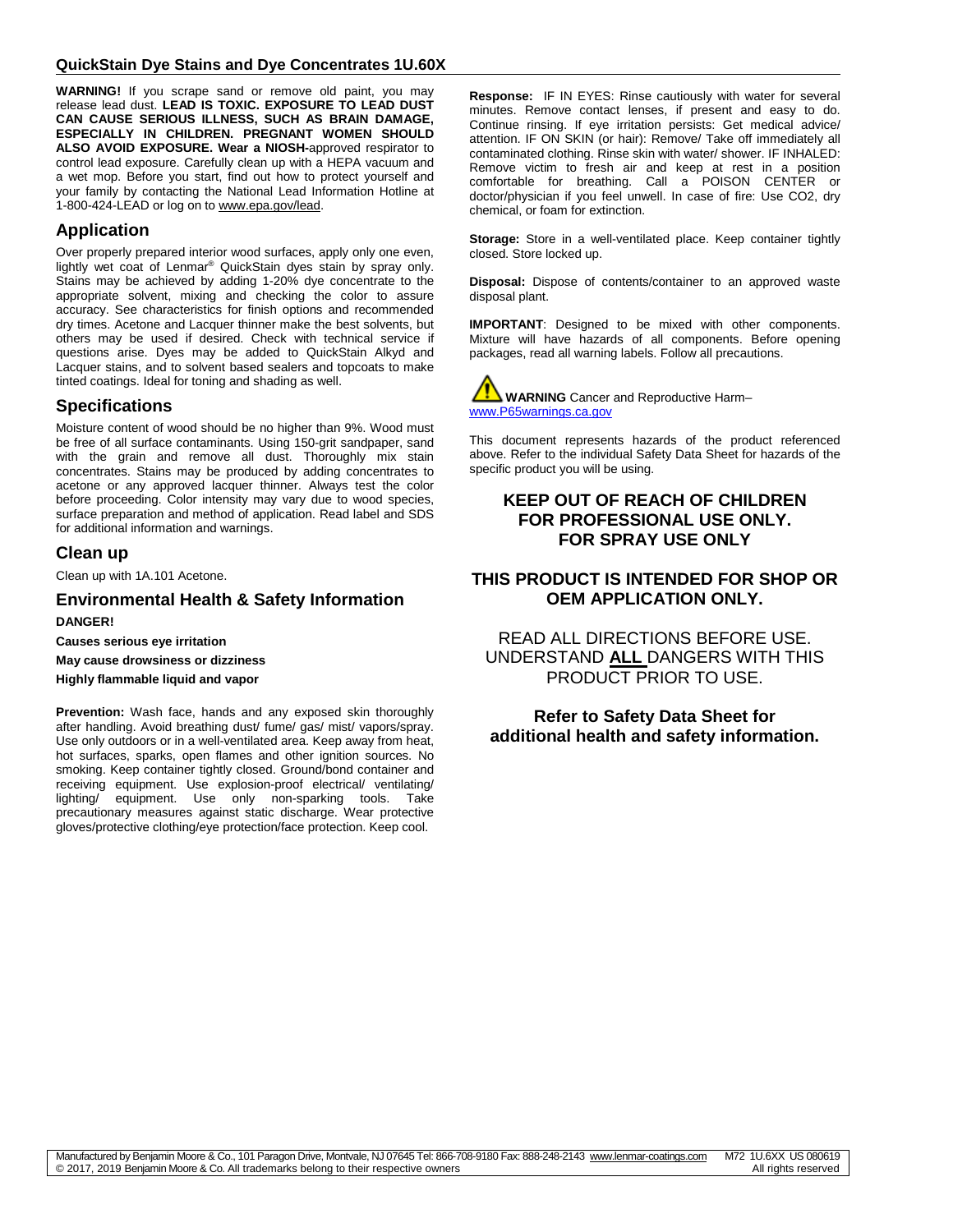## QuickStain Dye Stains and Dye Concentrates 1U.60X

**WARNING!** If you scrape sand or remove old paint, you may release lead dust. **LEAD IS TOXIC. EXPOSURE TO LEAD DUST CAN CAUSE SERIOUS ILLNESS, SUCH AS BRAIN DAMAGE, ESPECIALLY IN CHILDREN. PREGNANT WOMEN SHOULD ALSO AVOID EXPOSURE. Wear a NIOSH-**approved respirator to control lead exposure. Carefully clean up with a HEPA vacuum and a wet mop. Before you start, find out how to protect yourself and your family by contacting the National Lead Information Hotline at 1-800-424-LEAD or log on to www.epa.gov/lead.

### Application

Over properly prepared interior wood surfaces, apply only one even, lightly wet coat of Lenmar® QuickStain dyes stain by spray only. Stains may be achieved by adding 1-20% dye concentrate to the appropriate solvent, mixing and checking the color to assure accuracy. See characteristics for finish options and recommended dry times. Acetone and Lacquer thinner make the best solvents, but others may be used if desired. Check with technical service if questions arise. Dyes may be added to QuickStain Alkyd and Lacquer stains, and to solvent based sealers and topcoats to make tinted coatings. Ideal for toning and shading as well.

### Specifications

Moisture content of wood should be no higher than 9%. Wood must be free of all surface contaminants. Using 150-grit sandpaper, sand with the grain and remove all dust. Thoroughly mix stain concentrates. Stains may be produced by adding concentrates to acetone or any approved lacquer thinner. Always test the color before proceeding. Color intensity may vary due to wood species, surface preparation and method of application. Read label and SDS for additional information and warnings.

### Clean up

Clean up with 1A.101 Acetone.

### Environmental Health & Safety Information

**DANGER!**

**Causes serious eye irritation**

**May cause drowsiness or dizziness**

**Highly flammable liquid and vapor**

**Prevention:** Wash face, hands and any exposed skin thoroughly after handling. Avoid breathing dust/ fume/ gas/ mist/ vapors/spray. Use only outdoors or in a well-ventilated area. Keep away from heat, hot surfaces, sparks, open flames and other ignition sources. No smoking. Keep container tightly closed. Ground/bond container and receiving equipment. Use explosion-proof electrical/ ventilating/ lighting/ equipment. Use only non-sparking tools. Take precautionary measures against static discharge. Wear protective gloves/protective clothing/eye protection/face protection. Keep cool.

**Response:** IF IN EYES: Rinse cautiously with water for several minutes. Remove contact lenses, if present and easy to do. Continue rinsing. If eye irritation persists: Get medical advice/ attention. IF ON SKIN (or hair): Remove/ Take off immediately all contaminated clothing. Rinse skin with water/ shower. IF INHALED: Remove victim to fresh air and keep at rest in a position comfortable for breathing. Call a POISON CENTER or doctor/physician if you feel unwell. In case of fire: Use CO2, dry chemical, or foam for extinction.

**Storage:** Store in a well-ventilated place. Keep container tightly closed. Store locked up.

**Disposal:** Dispose of contents/container to an approved waste disposal plant.

**IMPORTANT**: Designed to be mixed with other components. Mixture will have hazards of all components. Before opening packages, read all warning labels. Follow all precautions.

**WARNING** Cancer and Reproductive Harm– www.P65warnings.ca.gov

This document represents hazards of the product referenced above. Refer to the individual Safety Data Sheet for hazards of the specific product you will be using.

**KEEP OUT OF REACH OF CHILDREN**
**FOR PROFESSIONAL USE ONLY.**
**FOR SPRAY USE ONLY**

**THIS PRODUCT IS INTENDED FOR SHOP OR OEM APPLICATION ONLY.**

READ ALL DIRECTIONS BEFORE USE. UNDERSTAND **ALL** DANGERS WITH THIS PRODUCT PRIOR TO USE.

**Refer to Safety Data Sheet for additional health and safety information.**

Manufactured by Benjamin Moore & Co., 101 Paragon Drive, Montvale, NJ 07645 Tel: 866-708-9180 Fax: 888-248-2143 www.lenmar-coatings.com M72 1U.6XX US 080619
© 2017, 2019 Benjamin Moore & Co. All trademarks belong to their respective owners All rights reserved